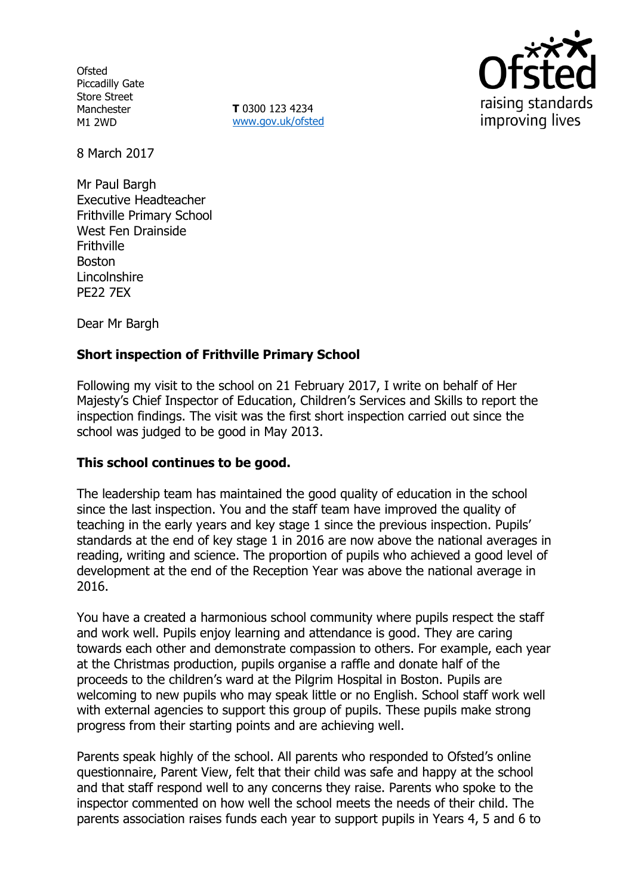Ofsted
Piccadilly Gate
Store Street
Manchester
M1 2WD

**T** 0300 123 4234
www.gov.uk/ofsted

raising standards
improving lives

8 March 2017

Mr Paul Bargh
Executive Headteacher
Frithville Primary School
West Fen Drainside
Frithville
Boston
Lincolnshire
PE22 7EX

Dear Mr Bargh

**Short inspection of Frithville Primary School**

Following my visit to the school on 21 February 2017, I write on behalf of Her Majesty's Chief Inspector of Education, Children's Services and Skills to report the inspection findings. The visit was the first short inspection carried out since the school was judged to be good in May 2013.

**This school continues to be good.**

The leadership team has maintained the good quality of education in the school since the last inspection. You and the staff team have improved the quality of teaching in the early years and key stage 1 since the previous inspection. Pupils' standards at the end of key stage 1 in 2016 are now above the national averages in reading, writing and science. The proportion of pupils who achieved a good level of development at the end of the Reception Year was above the national average in 2016.

You have a created a harmonious school community where pupils respect the staff and work well. Pupils enjoy learning and attendance is good. They are caring towards each other and demonstrate compassion to others. For example, each year at the Christmas production, pupils organise a raffle and donate half of the proceeds to the children's ward at the Pilgrim Hospital in Boston. Pupils are welcoming to new pupils who may speak little or no English. School staff work well with external agencies to support this group of pupils. These pupils make strong progress from their starting points and are achieving well.

Parents speak highly of the school. All parents who responded to Ofsted's online questionnaire, Parent View, felt that their child was safe and happy at the school and that staff respond well to any concerns they raise. Parents who spoke to the inspector commented on how well the school meets the needs of their child. The parents association raises funds each year to support pupils in Years 4, 5 and 6 to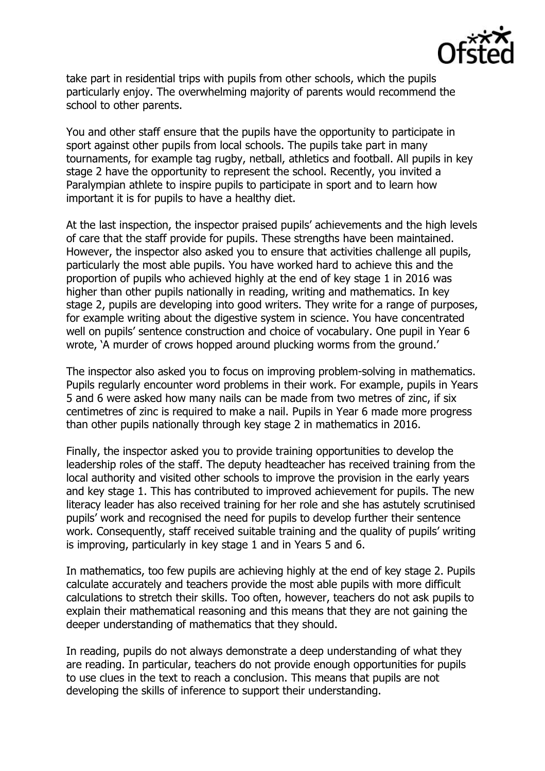take part in residential trips with pupils from other schools, which the pupils particularly enjoy. The overwhelming majority of parents would recommend the school to other parents.

You and other staff ensure that the pupils have the opportunity to participate in sport against other pupils from local schools. The pupils take part in many tournaments, for example tag rugby, netball, athletics and football. All pupils in key stage 2 have the opportunity to represent the school. Recently, you invited a Paralympian athlete to inspire pupils to participate in sport and to learn how important it is for pupils to have a healthy diet.

At the last inspection, the inspector praised pupils' achievements and the high levels of care that the staff provide for pupils. These strengths have been maintained. However, the inspector also asked you to ensure that activities challenge all pupils, particularly the most able pupils. You have worked hard to achieve this and the proportion of pupils who achieved highly at the end of key stage 1 in 2016 was higher than other pupils nationally in reading, writing and mathematics. In key stage 2, pupils are developing into good writers. They write for a range of purposes, for example writing about the digestive system in science. You have concentrated well on pupils' sentence construction and choice of vocabulary. One pupil in Year 6 wrote, 'A murder of crows hopped around plucking worms from the ground.'

The inspector also asked you to focus on improving problem-solving in mathematics. Pupils regularly encounter word problems in their work. For example, pupils in Years 5 and 6 were asked how many nails can be made from two metres of zinc, if six centimetres of zinc is required to make a nail. Pupils in Year 6 made more progress than other pupils nationally through key stage 2 in mathematics in 2016.

Finally, the inspector asked you to provide training opportunities to develop the leadership roles of the staff. The deputy headteacher has received training from the local authority and visited other schools to improve the provision in the early years and key stage 1. This has contributed to improved achievement for pupils. The new literacy leader has also received training for her role and she has astutely scrutinised pupils' work and recognised the need for pupils to develop further their sentence work. Consequently, staff received suitable training and the quality of pupils' writing is improving, particularly in key stage 1 and in Years 5 and 6.

In mathematics, too few pupils are achieving highly at the end of key stage 2. Pupils calculate accurately and teachers provide the most able pupils with more difficult calculations to stretch their skills. Too often, however, teachers do not ask pupils to explain their mathematical reasoning and this means that they are not gaining the deeper understanding of mathematics that they should.

In reading, pupils do not always demonstrate a deep understanding of what they are reading. In particular, teachers do not provide enough opportunities for pupils to use clues in the text to reach a conclusion. This means that pupils are not developing the skills of inference to support their understanding.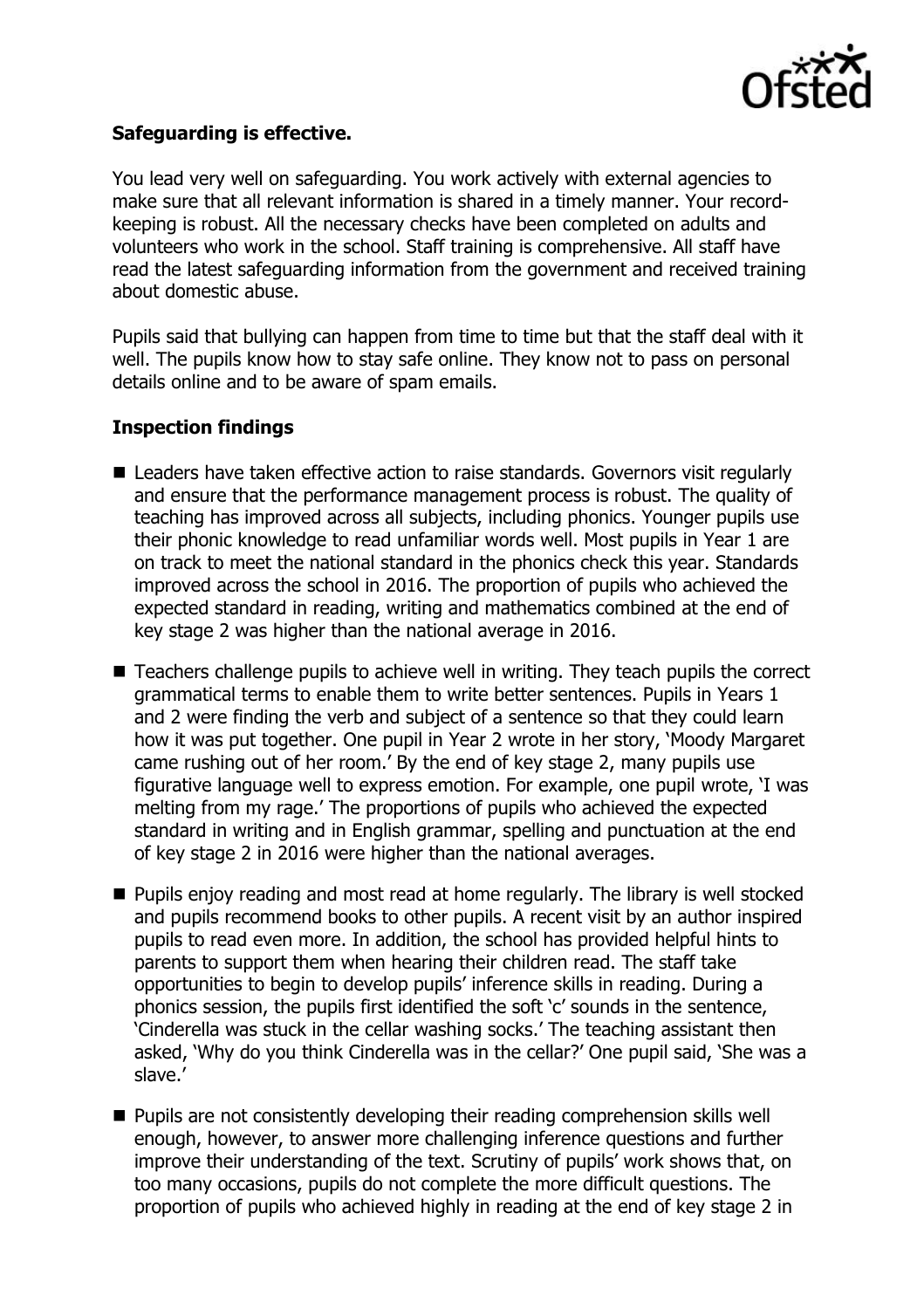**Safeguarding is effective.**

You lead very well on safeguarding. You work actively with external agencies to make sure that all relevant information is shared in a timely manner. Your record-keeping is robust. All the necessary checks have been completed on adults and volunteers who work in the school. Staff training is comprehensive. All staff have read the latest safeguarding information from the government and received training about domestic abuse.

Pupils said that bullying can happen from time to time but that the staff deal with it well. The pupils know how to stay safe online. They know not to pass on personal details online and to be aware of spam emails.

**Inspection findings**

- Leaders have taken effective action to raise standards. Governors visit regularly and ensure that the performance management process is robust. The quality of teaching has improved across all subjects, including phonics. Younger pupils use their phonic knowledge to read unfamiliar words well. Most pupils in Year 1 are on track to meet the national standard in the phonics check this year. Standards improved across the school in 2016. The proportion of pupils who achieved the expected standard in reading, writing and mathematics combined at the end of key stage 2 was higher than the national average in 2016.

- Teachers challenge pupils to achieve well in writing. They teach pupils the correct grammatical terms to enable them to write better sentences. Pupils in Years 1 and 2 were finding the verb and subject of a sentence so that they could learn how it was put together. One pupil in Year 2 wrote in her story, 'Moody Margaret came rushing out of her room.' By the end of key stage 2, many pupils use figurative language well to express emotion. For example, one pupil wrote, 'I was melting from my rage.' The proportions of pupils who achieved the expected standard in writing and in English grammar, spelling and punctuation at the end of key stage 2 in 2016 were higher than the national averages.

- Pupils enjoy reading and most read at home regularly. The library is well stocked and pupils recommend books to other pupils. A recent visit by an author inspired pupils to read even more. In addition, the school has provided helpful hints to parents to support them when hearing their children read. The staff take opportunities to begin to develop pupils' inference skills in reading. During a phonics session, the pupils first identified the soft 'c' sounds in the sentence, 'Cinderella was stuck in the cellar washing socks.' The teaching assistant then asked, 'Why do you think Cinderella was in the cellar?' One pupil said, 'She was a slave.'

- Pupils are not consistently developing their reading comprehension skills well enough, however, to answer more challenging inference questions and further improve their understanding of the text. Scrutiny of pupils' work shows that, on too many occasions, pupils do not complete the more difficult questions. The proportion of pupils who achieved highly in reading at the end of key stage 2 in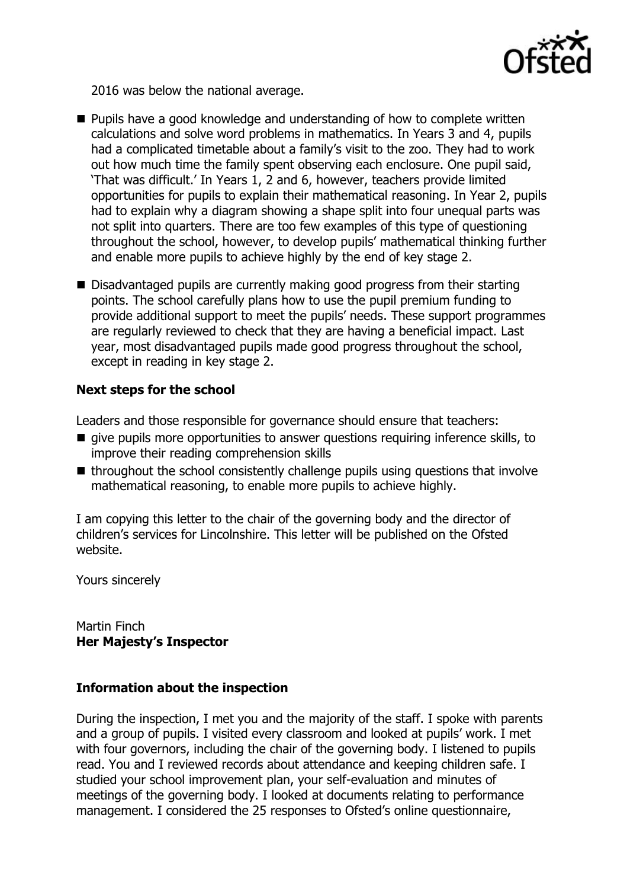2016 was below the national average.

- Pupils have a good knowledge and understanding of how to complete written calculations and solve word problems in mathematics. In Years 3 and 4, pupils had a complicated timetable about a family's visit to the zoo. They had to work out how much time the family spent observing each enclosure. One pupil said, 'That was difficult.' In Years 1, 2 and 6, however, teachers provide limited opportunities for pupils to explain their mathematical reasoning. In Year 2, pupils had to explain why a diagram showing a shape split into four unequal parts was not split into quarters. There are too few examples of this type of questioning throughout the school, however, to develop pupils' mathematical thinking further and enable more pupils to achieve highly by the end of key stage 2.
- Disadvantaged pupils are currently making good progress from their starting points. The school carefully plans how to use the pupil premium funding to provide additional support to meet the pupils' needs. These support programmes are regularly reviewed to check that they are having a beneficial impact. Last year, most disadvantaged pupils made good progress throughout the school, except in reading in key stage 2.

## Next steps for the school

Leaders and those responsible for governance should ensure that teachers:

- give pupils more opportunities to answer questions requiring inference skills, to improve their reading comprehension skills
- throughout the school consistently challenge pupils using questions that involve mathematical reasoning, to enable more pupils to achieve highly.

I am copying this letter to the chair of the governing body and the director of children's services for Lincolnshire. This letter will be published on the Ofsted website.

Yours sincerely

Martin Finch
**Her Majesty's Inspector**

## Information about the inspection

During the inspection, I met you and the majority of the staff. I spoke with parents and a group of pupils. I visited every classroom and looked at pupils' work. I met with four governors, including the chair of the governing body. I listened to pupils read. You and I reviewed records about attendance and keeping children safe. I studied your school improvement plan, your self-evaluation and minutes of meetings of the governing body. I looked at documents relating to performance management. I considered the 25 responses to Ofsted's online questionnaire,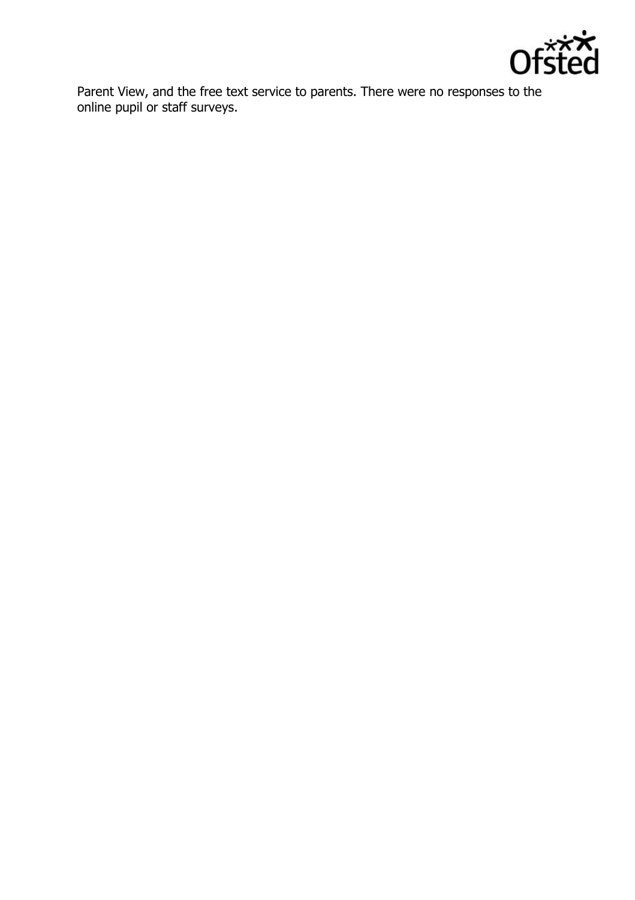Parent View, and the free text service to parents. There were no responses to the online pupil or staff surveys.